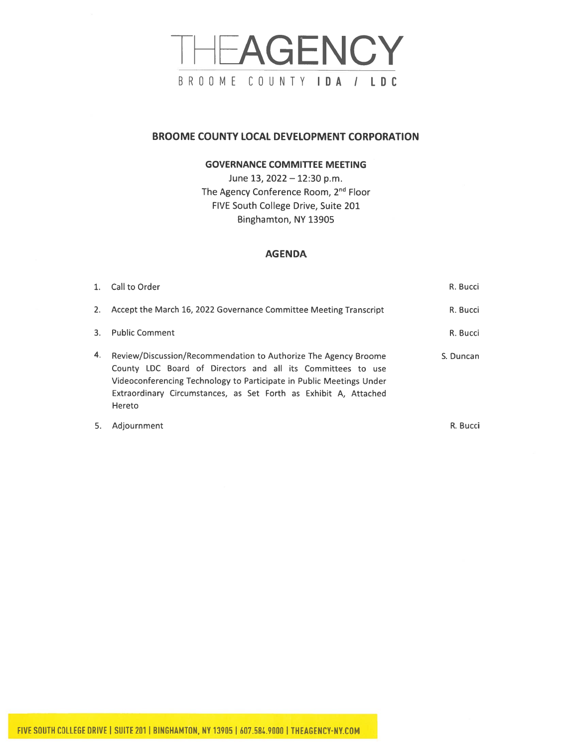# THEAGENCY

BROOME COUNTY **IDA / LDC**

## BROOME COUNTY LOCAL DEVELOPMENT CORPORATION

**GOVERNANCE COMMITTEE MEETING**

June 13, 2022 – 12:30 p.m.
The Agency Conference Room, 2nd Floor
FIVE South College Drive, Suite 201
Binghamton, NY 13905

### AGENDA

| | | |
|---|---|---|
| 1. | Call to Order | R. Bucci |
| 2. | Accept the March 16, 2022 Governance Committee Meeting Transcript | R. Bucci |
| 3. | Public Comment | R. Bucci |
| 4. | Review/Discussion/Recommendation to Authorize The Agency Broome County LDC Board of Directors and all its Committees to use Videoconferencing Technology to Participate in Public Meetings Under Extraordinary Circumstances, as Set Forth as Exhibit A, Attached Hereto | S. Duncan |
| 5. | Adjournment | R. Bucci |

FIVE SOUTH COLLEGE DRIVE | SUITE 201 | BINGHAMTON, NY 13905 | 607.584.9000 | THEAGENCY-NY.COM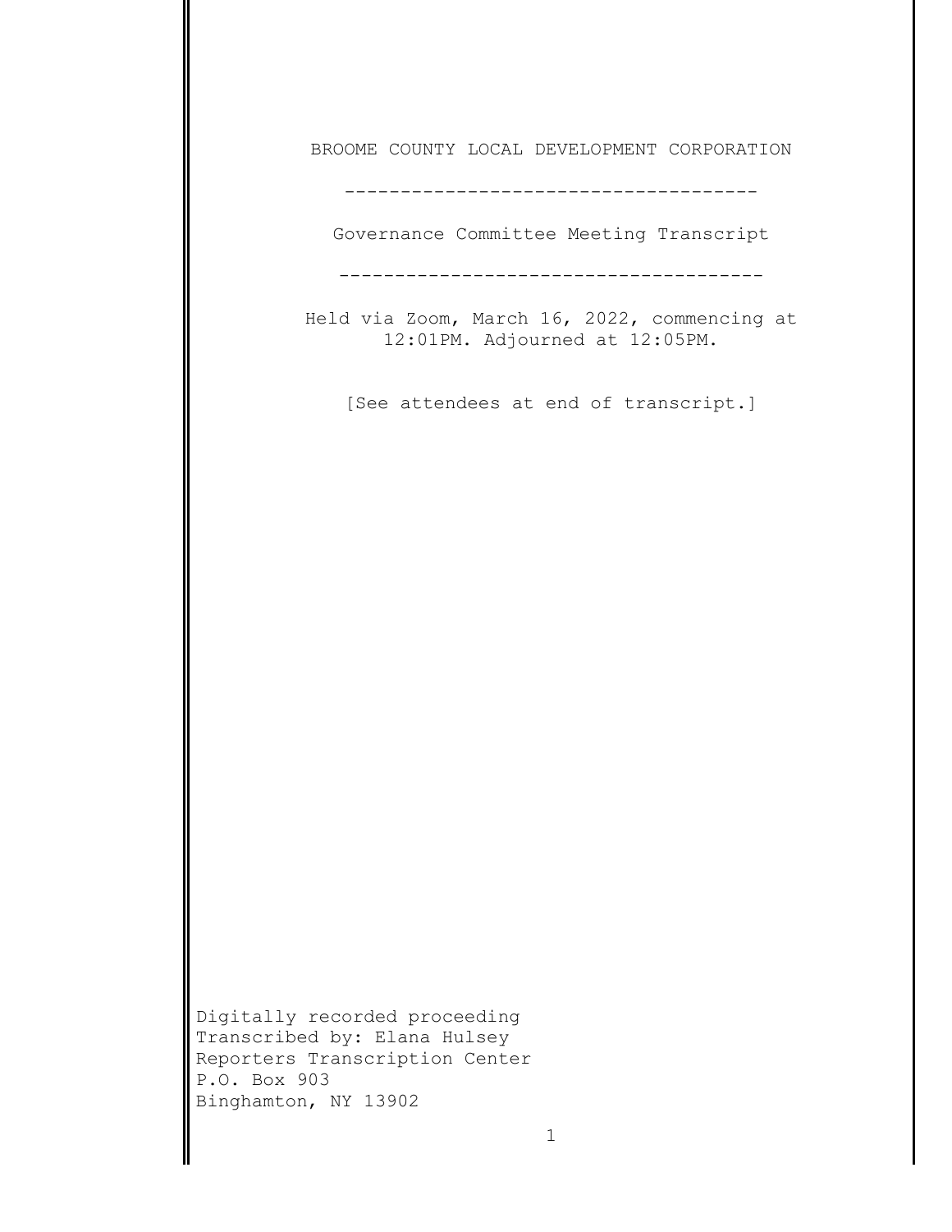BROOME COUNTY LOCAL DEVELOPMENT CORPORATION

-------------------------------------

Governance Committee Meeting Transcript

-------------------------------------

Held via Zoom, March 16, 2022, commencing at 12:01PM. Adjourned at 12:05PM.

[See attendees at end of transcript.]

Digitally recorded proceeding
Transcribed by: Elana Hulsey
Reporters Transcription Center
P.O. Box 903
Binghamton, NY 13902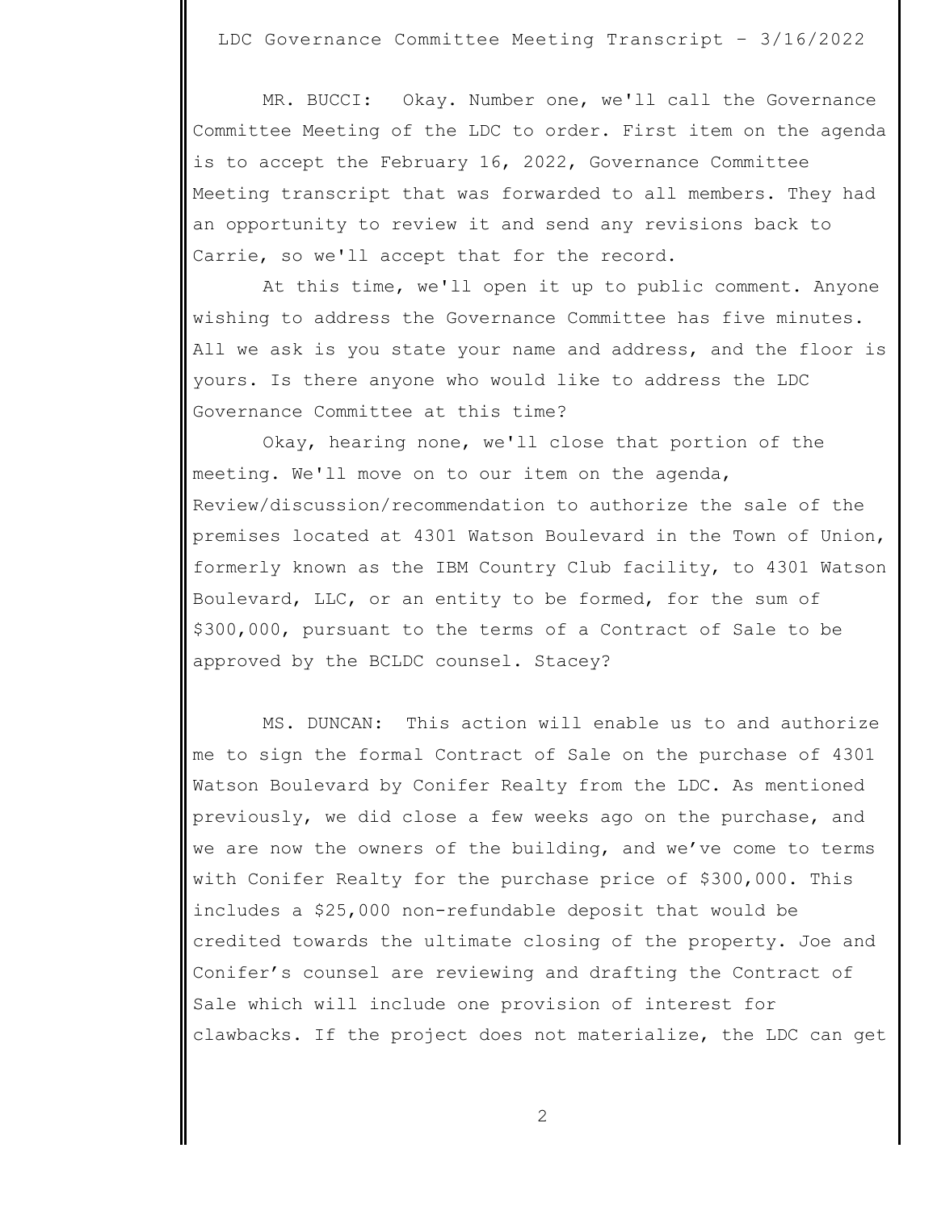MR. BUCCI: Okay. Number one, we'll call the Governance Committee Meeting of the LDC to order. First item on the agenda is to accept the February 16, 2022, Governance Committee Meeting transcript that was forwarded to all members. They had an opportunity to review it and send any revisions back to Carrie, so we'll accept that for the record.

At this time, we'll open it up to public comment. Anyone wishing to address the Governance Committee has five minutes. All we ask is you state your name and address, and the floor is yours. Is there anyone who would like to address the LDC Governance Committee at this time?

Okay, hearing none, we'll close that portion of the meeting. We'll move on to our item on the agenda, Review/discussion/recommendation to authorize the sale of the premises located at 4301 Watson Boulevard in the Town of Union, formerly known as the IBM Country Club facility, to 4301 Watson Boulevard, LLC, or an entity to be formed, for the sum of $300,000, pursuant to the terms of a Contract of Sale to be approved by the BCLDC counsel. Stacey?

MS. DUNCAN: This action will enable us to and authorize me to sign the formal Contract of Sale on the purchase of 4301 Watson Boulevard by Conifer Realty from the LDC. As mentioned previously, we did close a few weeks ago on the purchase, and we are now the owners of the building, and we've come to terms with Conifer Realty for the purchase price of $300,000. This includes a $25,000 non-refundable deposit that would be credited towards the ultimate closing of the property. Joe and Conifer's counsel are reviewing and drafting the Contract of Sale which will include one provision of interest for clawbacks. If the project does not materialize, the LDC can get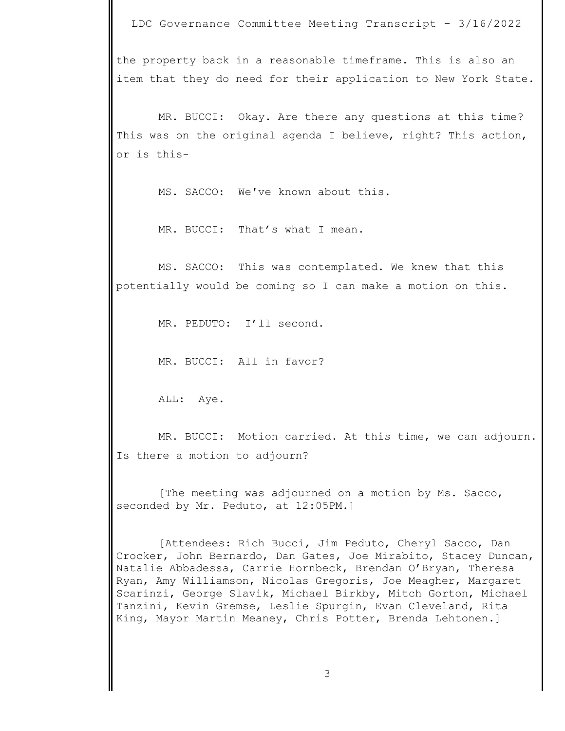the property back in a reasonable timeframe. This is also an item that they do need for their application to New York State.

MR. BUCCI: Okay. Are there any questions at this time? This was on the original agenda I believe, right? This action, or is this-

MS. SACCO: We've known about this.

MR. BUCCI: That's what I mean.

MS. SACCO: This was contemplated. We knew that this potentially would be coming so I can make a motion on this.

MR. PEDUTO: I'll second.

MR. BUCCI: All in favor?

ALL: Aye.

MR. BUCCI: Motion carried. At this time, we can adjourn. Is there a motion to adjourn?

[The meeting was adjourned on a motion by Ms. Sacco, seconded by Mr. Peduto, at 12:05PM.]

[Attendees: Rich Bucci, Jim Peduto, Cheryl Sacco, Dan Crocker, John Bernardo, Dan Gates, Joe Mirabito, Stacey Duncan, Natalie Abbadessa, Carrie Hornbeck, Brendan O'Bryan, Theresa Ryan, Amy Williamson, Nicolas Gregoris, Joe Meagher, Margaret Scarinzi, George Slavik, Michael Birkby, Mitch Gorton, Michael Tanzini, Kevin Gremse, Leslie Spurgin, Evan Cleveland, Rita King, Mayor Martin Meaney, Chris Potter, Brenda Lehtonen.]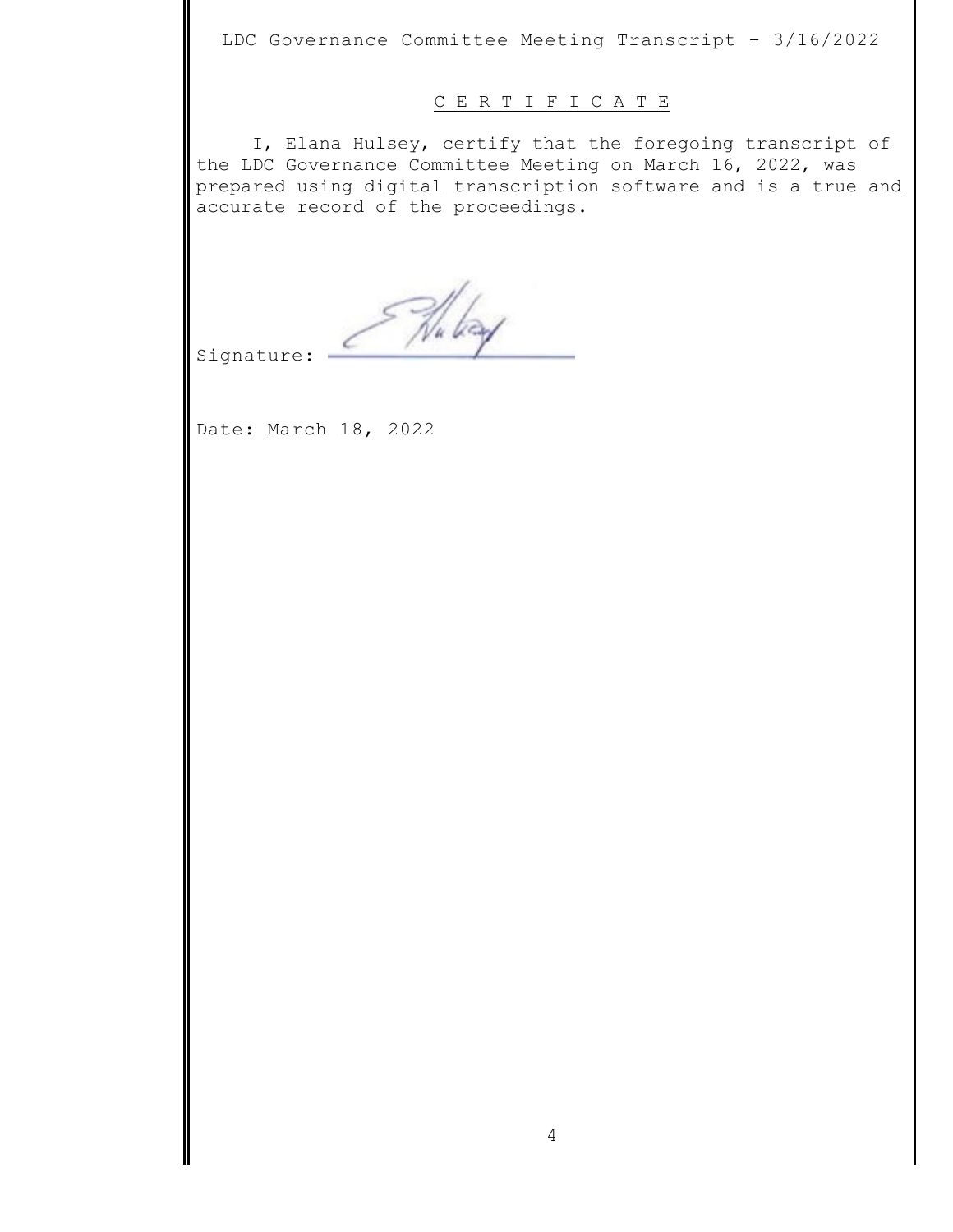## C E R T I F I C A T E

I, Elana Hulsey, certify that the foregoing transcript of the LDC Governance Committee Meeting on March 16, 2022, was prepared using digital transcription software and is a true and accurate record of the proceedings.

Signature: ______________________

Date: March 18, 2022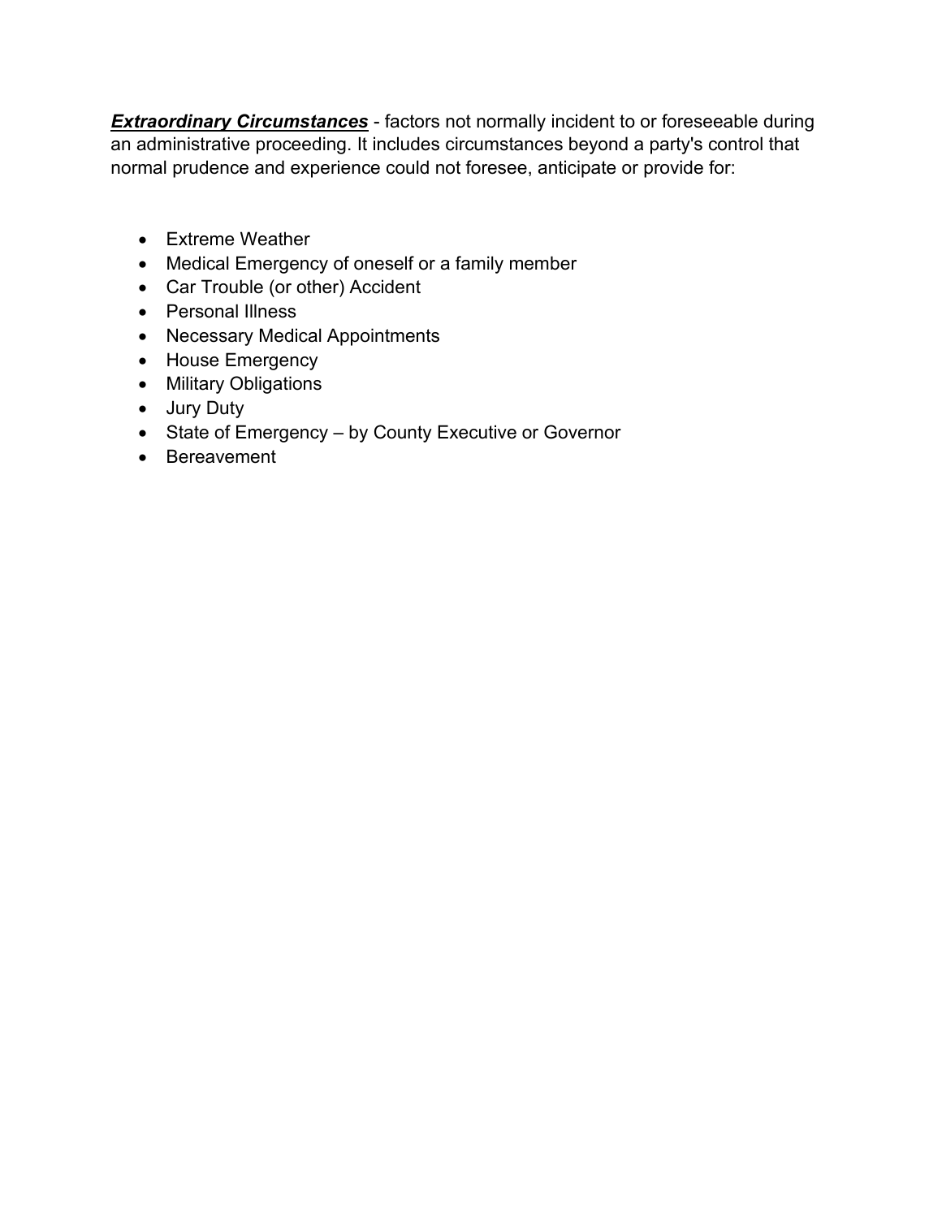***<u>Extraordinary Circumstances</u>*** - factors not normally incident to or foreseeable during an administrative proceeding. It includes circumstances beyond a party's control that normal prudence and experience could not foresee, anticipate or provide for:

- Extreme Weather
- Medical Emergency of oneself or a family member
- Car Trouble (or other) Accident
- Personal Illness
- Necessary Medical Appointments
- House Emergency
- Military Obligations
- Jury Duty
- State of Emergency – by County Executive or Governor
- Bereavement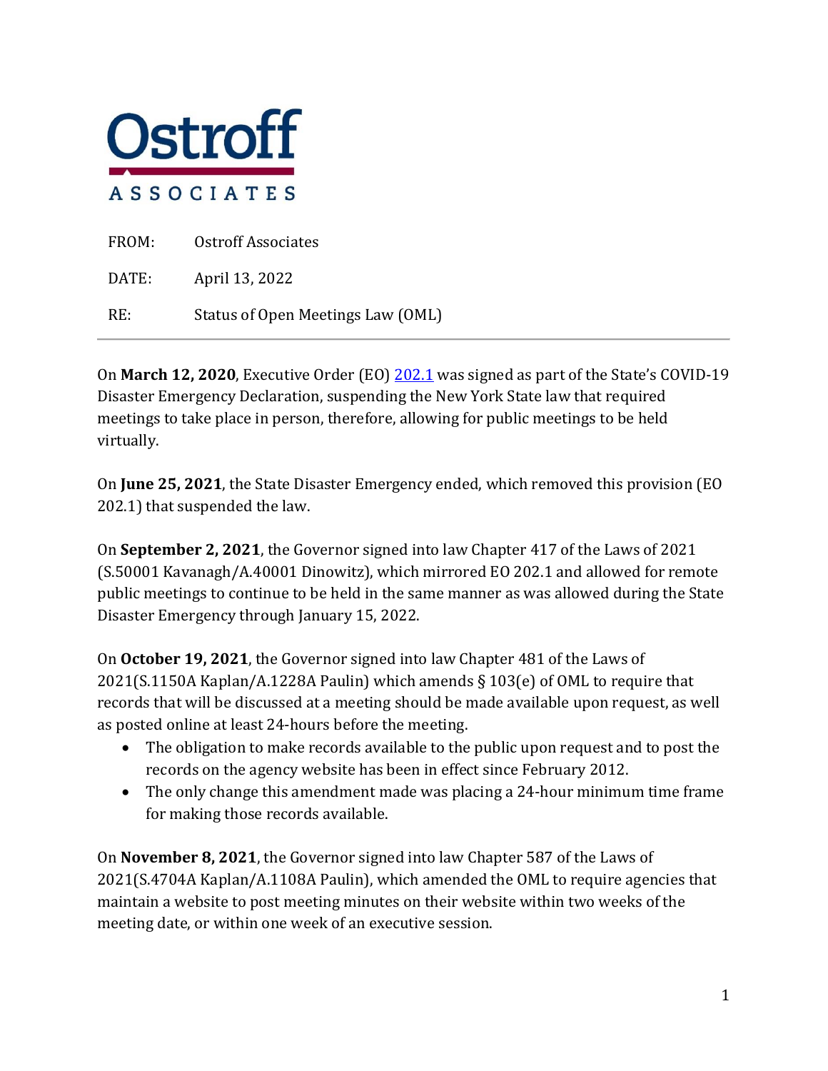**Ostroff ASSOCIATES**

| | |
|---|---|
| FROM: | Ostroff Associates |
| DATE: | April 13, 2022 |
| RE: | Status of Open Meetings Law (OML) |

---

On **March 12, 2020**, Executive Order (EO) 202.1 was signed as part of the State's COVID-19 Disaster Emergency Declaration, suspending the New York State law that required meetings to take place in person, therefore, allowing for public meetings to be held virtually.

On **June 25, 2021**, the State Disaster Emergency ended, which removed this provision (EO 202.1) that suspended the law.

On **September 2, 2021**, the Governor signed into law Chapter 417 of the Laws of 2021 (S.50001 Kavanagh/A.40001 Dinowitz), which mirrored EO 202.1 and allowed for remote public meetings to continue to be held in the same manner as was allowed during the State Disaster Emergency through January 15, 2022.

On **October 19, 2021**, the Governor signed into law Chapter 481 of the Laws of 2021(S.1150A Kaplan/A.1228A Paulin) which amends § 103(e) of OML to require that records that will be discussed at a meeting should be made available upon request, as well as posted online at least 24-hours before the meeting.

- The obligation to make records available to the public upon request and to post the records on the agency website has been in effect since February 2012.
- The only change this amendment made was placing a 24-hour minimum time frame for making those records available.

On **November 8, 2021**, the Governor signed into law Chapter 587 of the Laws of 2021(S.4704A Kaplan/A.1108A Paulin), which amended the OML to require agencies that maintain a website to post meeting minutes on their website within two weeks of the meeting date, or within one week of an executive session.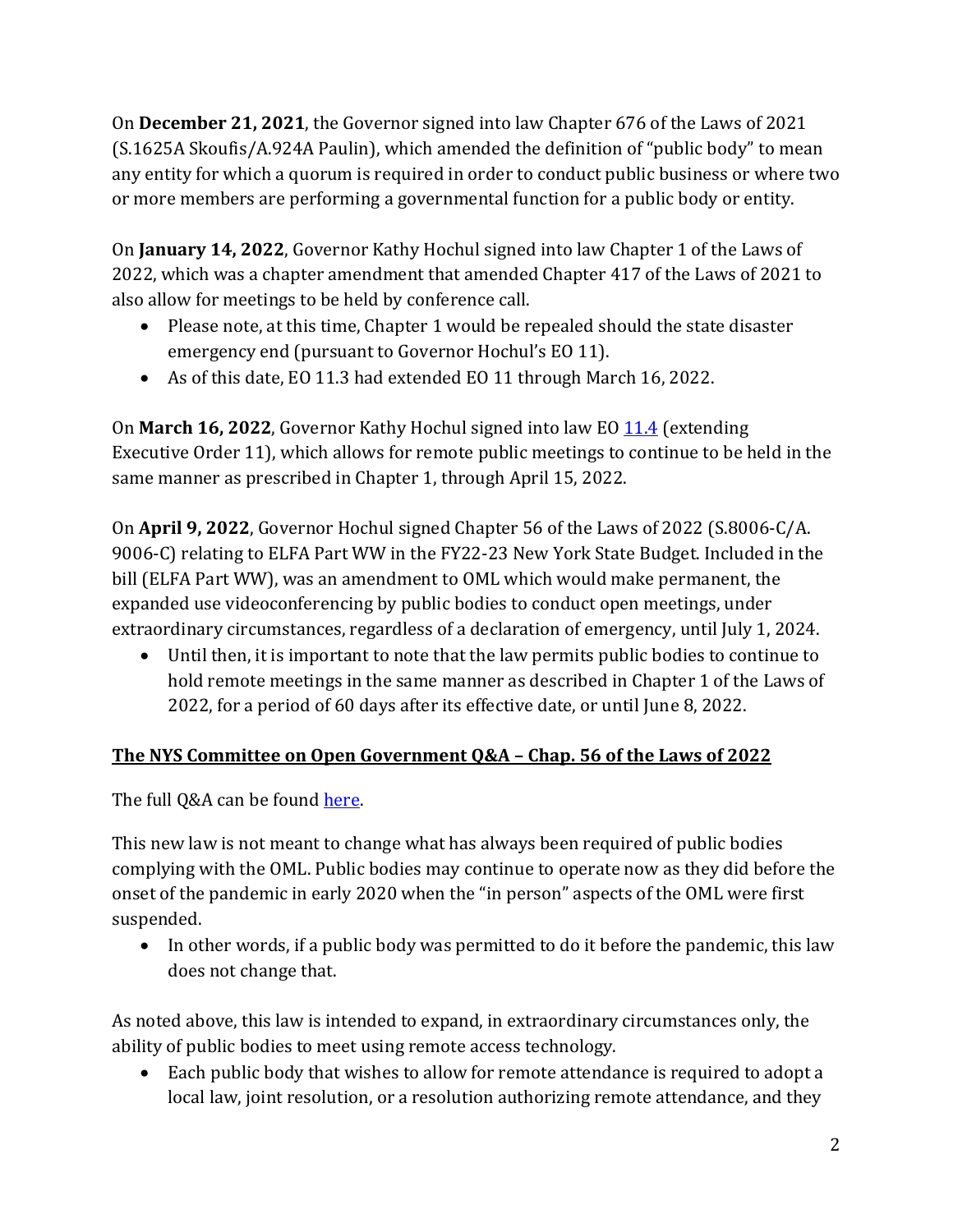On **December 21, 2021**, the Governor signed into law Chapter 676 of the Laws of 2021 (S.1625A Skoufis/A.924A Paulin), which amended the definition of "public body" to mean any entity for which a quorum is required in order to conduct public business or where two or more members are performing a governmental function for a public body or entity.

On **January 14, 2022**, Governor Kathy Hochul signed into law Chapter 1 of the Laws of 2022, which was a chapter amendment that amended Chapter 417 of the Laws of 2021 to also allow for meetings to be held by conference call.

- Please note, at this time, Chapter 1 would be repealed should the state disaster emergency end (pursuant to Governor Hochul's EO 11).
- As of this date, EO 11.3 had extended EO 11 through March 16, 2022.

On **March 16, 2022**, Governor Kathy Hochul signed into law EO 11.4 (extending Executive Order 11), which allows for remote public meetings to continue to be held in the same manner as prescribed in Chapter 1, through April 15, 2022.

On **April 9, 2022**, Governor Hochul signed Chapter 56 of the Laws of 2022 (S.8006-C/A. 9006-C) relating to ELFA Part WW in the FY22-23 New York State Budget. Included in the bill (ELFA Part WW), was an amendment to OML which would make permanent, the expanded use videoconferencing by public bodies to conduct open meetings, under extraordinary circumstances, regardless of a declaration of emergency, until July 1, 2024.

- Until then, it is important to note that the law permits public bodies to continue to hold remote meetings in the same manner as described in Chapter 1 of the Laws of 2022, for a period of 60 days after its effective date, or until June 8, 2022.

## The NYS Committee on Open Government Q&A – Chap. 56 of the Laws of 2022

The full Q&A can be found here.

This new law is not meant to change what has always been required of public bodies complying with the OML. Public bodies may continue to operate now as they did before the onset of the pandemic in early 2020 when the "in person" aspects of the OML were first suspended.

- In other words, if a public body was permitted to do it before the pandemic, this law does not change that.

As noted above, this law is intended to expand, in extraordinary circumstances only, the ability of public bodies to meet using remote access technology.

- Each public body that wishes to allow for remote attendance is required to adopt a local law, joint resolution, or a resolution authorizing remote attendance, and they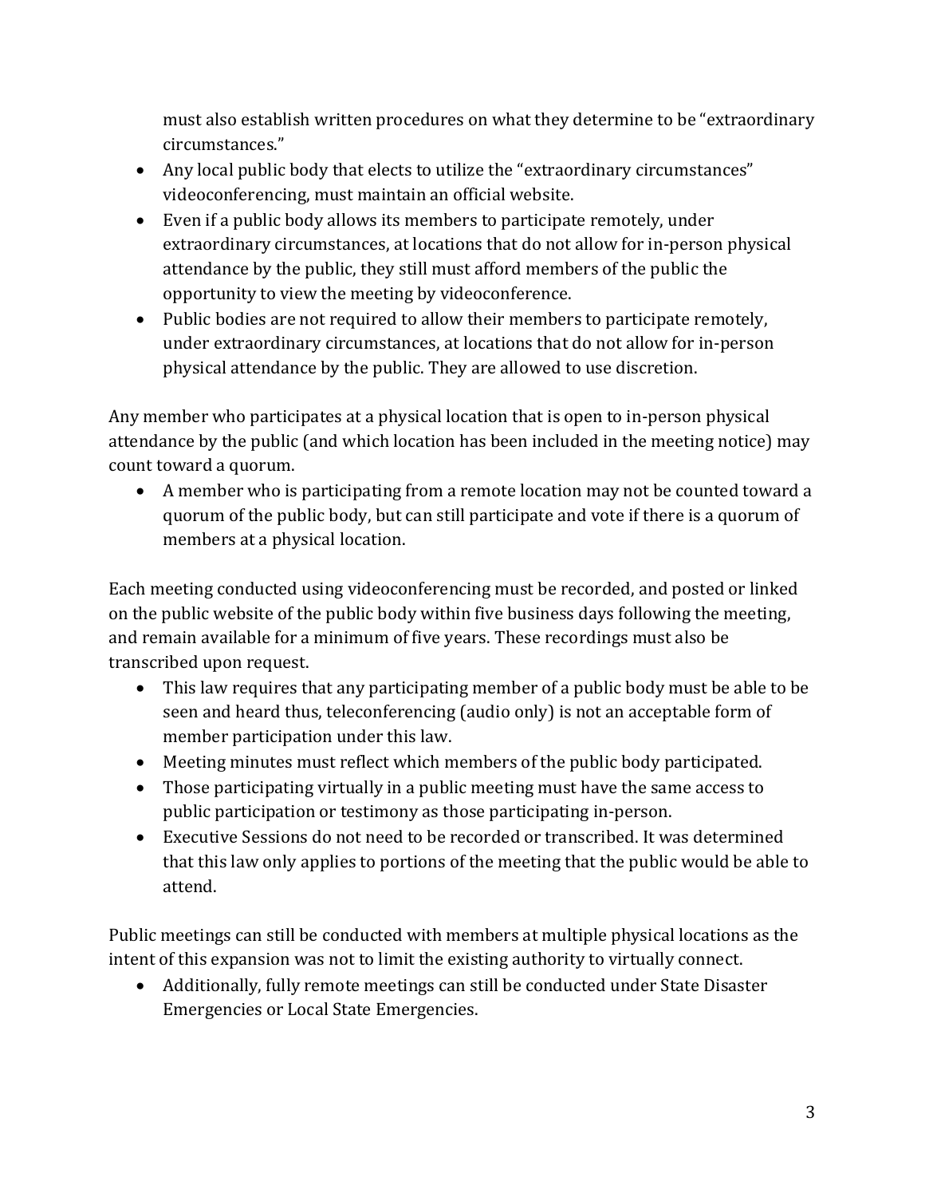must also establish written procedures on what they determine to be "extraordinary circumstances."

- Any local public body that elects to utilize the "extraordinary circumstances" videoconferencing, must maintain an official website.
- Even if a public body allows its members to participate remotely, under extraordinary circumstances, at locations that do not allow for in-person physical attendance by the public, they still must afford members of the public the opportunity to view the meeting by videoconference.
- Public bodies are not required to allow their members to participate remotely, under extraordinary circumstances, at locations that do not allow for in-person physical attendance by the public. They are allowed to use discretion.

Any member who participates at a physical location that is open to in-person physical attendance by the public (and which location has been included in the meeting notice) may count toward a quorum.

- A member who is participating from a remote location may not be counted toward a quorum of the public body, but can still participate and vote if there is a quorum of members at a physical location.

Each meeting conducted using videoconferencing must be recorded, and posted or linked on the public website of the public body within five business days following the meeting, and remain available for a minimum of five years. These recordings must also be transcribed upon request.

- This law requires that any participating member of a public body must be able to be seen and heard thus, teleconferencing (audio only) is not an acceptable form of member participation under this law.
- Meeting minutes must reflect which members of the public body participated.
- Those participating virtually in a public meeting must have the same access to public participation or testimony as those participating in-person.
- Executive Sessions do not need to be recorded or transcribed. It was determined that this law only applies to portions of the meeting that the public would be able to attend.

Public meetings can still be conducted with members at multiple physical locations as the intent of this expansion was not to limit the existing authority to virtually connect.

- Additionally, fully remote meetings can still be conducted under State Disaster Emergencies or Local State Emergencies.